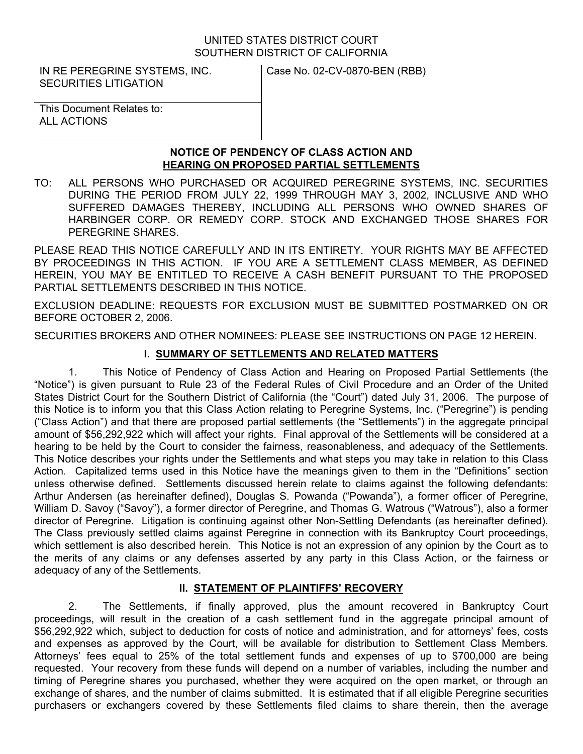UNITED STATES DISTRICT COURT
SOUTHERN DISTRICT OF CALIFORNIA

| IN RE PEREGRINE SYSTEMS, INC. SECURITIES LITIGATION | Case No. 02-CV-0870-BEN (RBB) |
| --- | --- |
| This Document Relates to: ALL ACTIONS | |

## NOTICE OF PENDENCY OF CLASS ACTION AND HEARING ON PROPOSED PARTIAL SETTLEMENTS

TO: ALL PERSONS WHO PURCHASED OR ACQUIRED PEREGRINE SYSTEMS, INC. SECURITIES DURING THE PERIOD FROM JULY 22, 1999 THROUGH MAY 3, 2002, INCLUSIVE AND WHO SUFFERED DAMAGES THEREBY, INCLUDING ALL PERSONS WHO OWNED SHARES OF HARBINGER CORP. OR REMEDY CORP. STOCK AND EXCHANGED THOSE SHARES FOR PEREGRINE SHARES.

PLEASE READ THIS NOTICE CAREFULLY AND IN ITS ENTIRETY. YOUR RIGHTS MAY BE AFFECTED BY PROCEEDINGS IN THIS ACTION. IF YOU ARE A SETTLEMENT CLASS MEMBER, AS DEFINED HEREIN, YOU MAY BE ENTITLED TO RECEIVE A CASH BENEFIT PURSUANT TO THE PROPOSED PARTIAL SETTLEMENTS DESCRIBED IN THIS NOTICE.

EXCLUSION DEADLINE: REQUESTS FOR EXCLUSION MUST BE SUBMITTED POSTMARKED ON OR BEFORE OCTOBER 2, 2006.

SECURITIES BROKERS AND OTHER NOMINEES: PLEASE SEE INSTRUCTIONS ON PAGE 12 HEREIN.

## I. SUMMARY OF SETTLEMENTS AND RELATED MATTERS

1. This Notice of Pendency of Class Action and Hearing on Proposed Partial Settlements (the "Notice") is given pursuant to Rule 23 of the Federal Rules of Civil Procedure and an Order of the United States District Court for the Southern District of California (the "Court") dated July 31, 2006. The purpose of this Notice is to inform you that this Class Action relating to Peregrine Systems, Inc. ("Peregrine") is pending ("Class Action") and that there are proposed partial settlements (the "Settlements") in the aggregate principal amount of $56,292,922 which will affect your rights. Final approval of the Settlements will be considered at a hearing to be held by the Court to consider the fairness, reasonableness, and adequacy of the Settlements. This Notice describes your rights under the Settlements and what steps you may take in relation to this Class Action. Capitalized terms used in this Notice have the meanings given to them in the "Definitions" section unless otherwise defined. Settlements discussed herein relate to claims against the following defendants: Arthur Andersen (as hereinafter defined), Douglas S. Powanda ("Powanda"), a former officer of Peregrine, William D. Savoy ("Savoy"), a former director of Peregrine, and Thomas G. Watrous ("Watrous"), also a former director of Peregrine. Litigation is continuing against other Non-Settling Defendants (as hereinafter defined). The Class previously settled claims against Peregrine in connection with its Bankruptcy Court proceedings, which settlement is also described herein. This Notice is not an expression of any opinion by the Court as to the merits of any claims or any defenses asserted by any party in this Class Action, or the fairness or adequacy of any of the Settlements.

## II. STATEMENT OF PLAINTIFFS' RECOVERY

2. The Settlements, if finally approved, plus the amount recovered in Bankruptcy Court proceedings, will result in the creation of a cash settlement fund in the aggregate principal amount of $56,292,922 which, subject to deduction for costs of notice and administration, and for attorneys' fees, costs and expenses as approved by the Court, will be available for distribution to Settlement Class Members. Attorneys' fees equal to 25% of the total settlement funds and expenses of up to $700,000 are being requested. Your recovery from these funds will depend on a number of variables, including the number and timing of Peregrine shares you purchased, whether they were acquired on the open market, or through an exchange of shares, and the number of claims submitted. It is estimated that if all eligible Peregrine securities purchasers or exchangers covered by these Settlements filed claims to share therein, then the average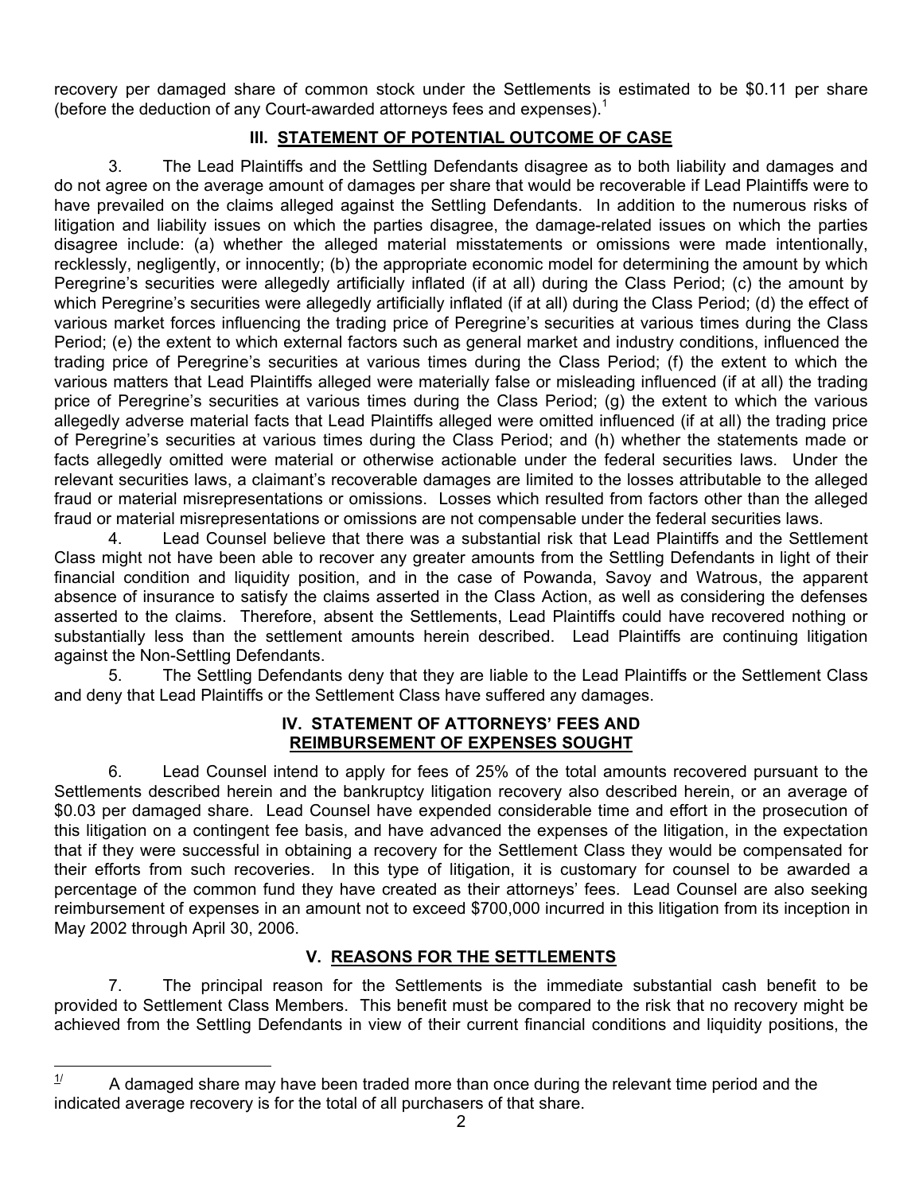recovery per damaged share of common stock under the Settlements is estimated to be $0.11 per share (before the deduction of any Court-awarded attorneys fees and expenses).[1]

## III. STATEMENT OF POTENTIAL OUTCOME OF CASE

3. The Lead Plaintiffs and the Settling Defendants disagree as to both liability and damages and do not agree on the average amount of damages per share that would be recoverable if Lead Plaintiffs were to have prevailed on the claims alleged against the Settling Defendants. In addition to the numerous risks of litigation and liability issues on which the parties disagree, the damage-related issues on which the parties disagree include: (a) whether the alleged material misstatements or omissions were made intentionally, recklessly, negligently, or innocently; (b) the appropriate economic model for determining the amount by which Peregrine's securities were allegedly artificially inflated (if at all) during the Class Period; (c) the amount by which Peregrine's securities were allegedly artificially inflated (if at all) during the Class Period; (d) the effect of various market forces influencing the trading price of Peregrine's securities at various times during the Class Period; (e) the extent to which external factors such as general market and industry conditions, influenced the trading price of Peregrine's securities at various times during the Class Period; (f) the extent to which the various matters that Lead Plaintiffs alleged were materially false or misleading influenced (if at all) the trading price of Peregrine's securities at various times during the Class Period; (g) the extent to which the various allegedly adverse material facts that Lead Plaintiffs alleged were omitted influenced (if at all) the trading price of Peregrine's securities at various times during the Class Period; and (h) whether the statements made or facts allegedly omitted were material or otherwise actionable under the federal securities laws. Under the relevant securities laws, a claimant's recoverable damages are limited to the losses attributable to the alleged fraud or material misrepresentations or omissions. Losses which resulted from factors other than the alleged fraud or material misrepresentations or omissions are not compensable under the federal securities laws.

4. Lead Counsel believe that there was a substantial risk that Lead Plaintiffs and the Settlement Class might not have been able to recover any greater amounts from the Settling Defendants in light of their financial condition and liquidity position, and in the case of Powanda, Savoy and Watrous, the apparent absence of insurance to satisfy the claims asserted in the Class Action, as well as considering the defenses asserted to the claims. Therefore, absent the Settlements, Lead Plaintiffs could have recovered nothing or substantially less than the settlement amounts herein described. Lead Plaintiffs are continuing litigation against the Non-Settling Defendants.

5. The Settling Defendants deny that they are liable to the Lead Plaintiffs or the Settlement Class and deny that Lead Plaintiffs or the Settlement Class have suffered any damages.

## IV. STATEMENT OF ATTORNEYS' FEES AND REIMBURSEMENT OF EXPENSES SOUGHT

6. Lead Counsel intend to apply for fees of 25% of the total amounts recovered pursuant to the Settlements described herein and the bankruptcy litigation recovery also described herein, or an average of $0.03 per damaged share. Lead Counsel have expended considerable time and effort in the prosecution of this litigation on a contingent fee basis, and have advanced the expenses of the litigation, in the expectation that if they were successful in obtaining a recovery for the Settlement Class they would be compensated for their efforts from such recoveries. In this type of litigation, it is customary for counsel to be awarded a percentage of the common fund they have created as their attorneys' fees. Lead Counsel are also seeking reimbursement of expenses in an amount not to exceed $700,000 incurred in this litigation from its inception in May 2002 through April 30, 2006.

## V. REASONS FOR THE SETTLEMENTS

7. The principal reason for the Settlements is the immediate substantial cash benefit to be provided to Settlement Class Members. This benefit must be compared to the risk that no recovery might be achieved from the Settling Defendants in view of their current financial conditions and liquidity positions, the

---

[1] A damaged share may have been traded more than once during the relevant time period and the indicated average recovery is for the total of all purchasers of that share.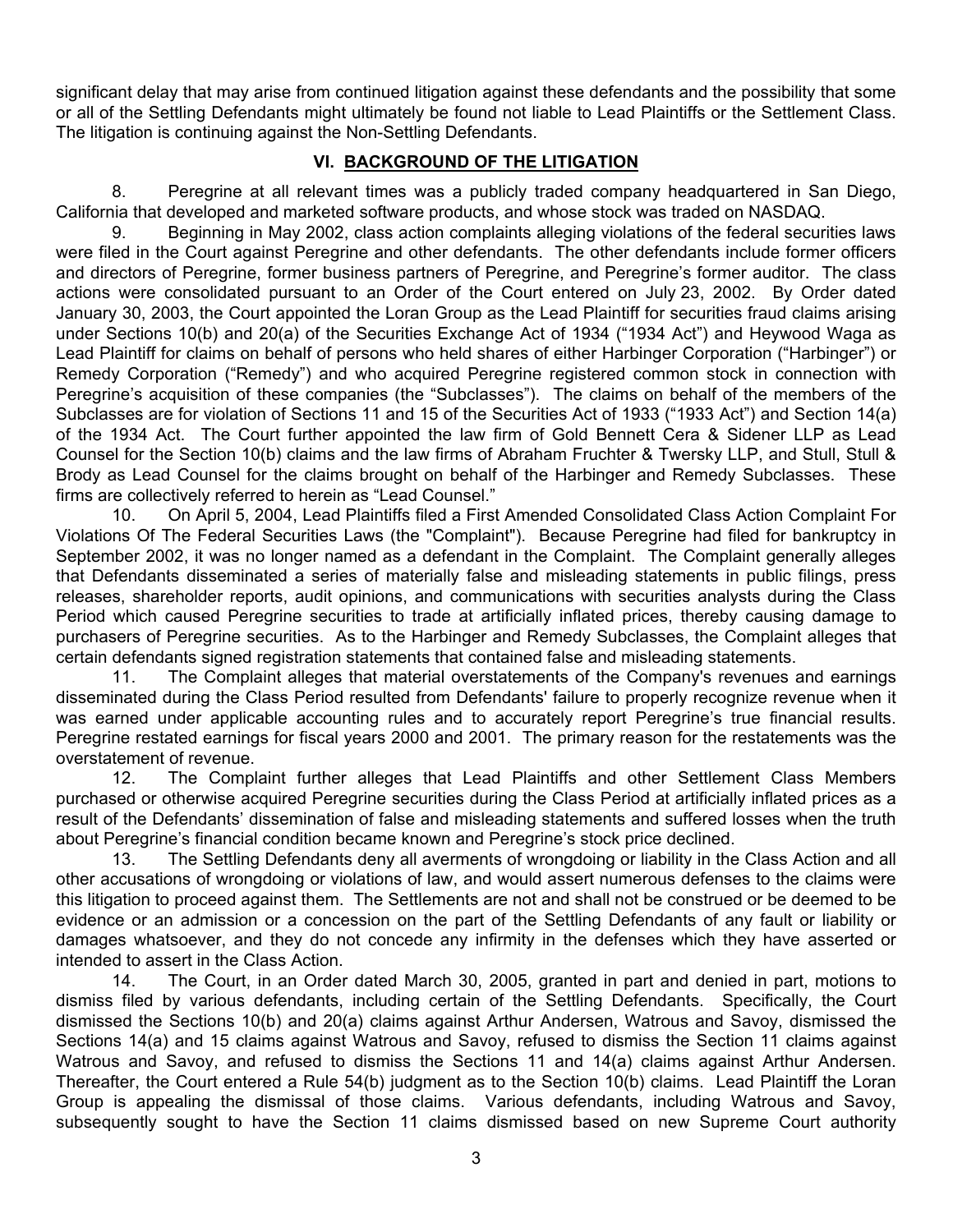significant delay that may arise from continued litigation against these defendants and the possibility that some or all of the Settling Defendants might ultimately be found not liable to Lead Plaintiffs or the Settlement Class. The litigation is continuing against the Non-Settling Defendants.

## VI. BACKGROUND OF THE LITIGATION

8. Peregrine at all relevant times was a publicly traded company headquartered in San Diego, California that developed and marketed software products, and whose stock was traded on NASDAQ.

9. Beginning in May 2002, class action complaints alleging violations of the federal securities laws were filed in the Court against Peregrine and other defendants. The other defendants include former officers and directors of Peregrine, former business partners of Peregrine, and Peregrine's former auditor. The class actions were consolidated pursuant to an Order of the Court entered on July 23, 2002. By Order dated January 30, 2003, the Court appointed the Loran Group as the Lead Plaintiff for securities fraud claims arising under Sections 10(b) and 20(a) of the Securities Exchange Act of 1934 ("1934 Act") and Heywood Waga as Lead Plaintiff for claims on behalf of persons who held shares of either Harbinger Corporation ("Harbinger") or Remedy Corporation ("Remedy") and who acquired Peregrine registered common stock in connection with Peregrine's acquisition of these companies (the "Subclasses"). The claims on behalf of the members of the Subclasses are for violation of Sections 11 and 15 of the Securities Act of 1933 ("1933 Act") and Section 14(a) of the 1934 Act. The Court further appointed the law firm of Gold Bennett Cera & Sidener LLP as Lead Counsel for the Section 10(b) claims and the law firms of Abraham Fruchter & Twersky LLP, and Stull, Stull & Brody as Lead Counsel for the claims brought on behalf of the Harbinger and Remedy Subclasses. These firms are collectively referred to herein as "Lead Counsel."

10. On April 5, 2004, Lead Plaintiffs filed a First Amended Consolidated Class Action Complaint For Violations Of The Federal Securities Laws (the "Complaint"). Because Peregrine had filed for bankruptcy in September 2002, it was no longer named as a defendant in the Complaint. The Complaint generally alleges that Defendants disseminated a series of materially false and misleading statements in public filings, press releases, shareholder reports, audit opinions, and communications with securities analysts during the Class Period which caused Peregrine securities to trade at artificially inflated prices, thereby causing damage to purchasers of Peregrine securities. As to the Harbinger and Remedy Subclasses, the Complaint alleges that certain defendants signed registration statements that contained false and misleading statements.

11. The Complaint alleges that material overstatements of the Company's revenues and earnings disseminated during the Class Period resulted from Defendants' failure to properly recognize revenue when it was earned under applicable accounting rules and to accurately report Peregrine's true financial results. Peregrine restated earnings for fiscal years 2000 and 2001. The primary reason for the restatements was the overstatement of revenue.

12. The Complaint further alleges that Lead Plaintiffs and other Settlement Class Members purchased or otherwise acquired Peregrine securities during the Class Period at artificially inflated prices as a result of the Defendants' dissemination of false and misleading statements and suffered losses when the truth about Peregrine's financial condition became known and Peregrine's stock price declined.

13. The Settling Defendants deny all averments of wrongdoing or liability in the Class Action and all other accusations of wrongdoing or violations of law, and would assert numerous defenses to the claims were this litigation to proceed against them. The Settlements are not and shall not be construed or be deemed to be evidence or an admission or a concession on the part of the Settling Defendants of any fault or liability or damages whatsoever, and they do not concede any infirmity in the defenses which they have asserted or intended to assert in the Class Action.

14. The Court, in an Order dated March 30, 2005, granted in part and denied in part, motions to dismiss filed by various defendants, including certain of the Settling Defendants. Specifically, the Court dismissed the Sections 10(b) and 20(a) claims against Arthur Andersen, Watrous and Savoy, dismissed the Sections 14(a) and 15 claims against Watrous and Savoy, refused to dismiss the Section 11 claims against Watrous and Savoy, and refused to dismiss the Sections 11 and 14(a) claims against Arthur Andersen. Thereafter, the Court entered a Rule 54(b) judgment as to the Section 10(b) claims. Lead Plaintiff the Loran Group is appealing the dismissal of those claims. Various defendants, including Watrous and Savoy, subsequently sought to have the Section 11 claims dismissed based on new Supreme Court authority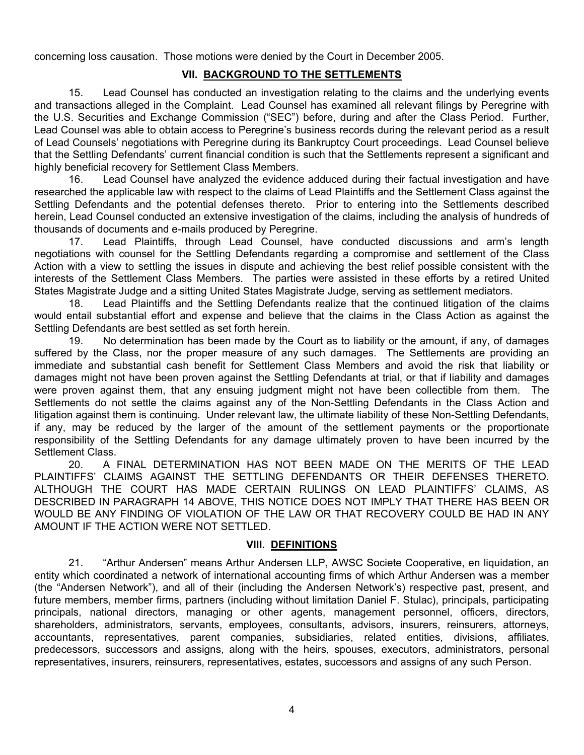concerning loss causation. Those motions were denied by the Court in December 2005.

## VII. BACKGROUND TO THE SETTLEMENTS

15. Lead Counsel has conducted an investigation relating to the claims and the underlying events and transactions alleged in the Complaint. Lead Counsel has examined all relevant filings by Peregrine with the U.S. Securities and Exchange Commission ("SEC") before, during and after the Class Period. Further, Lead Counsel was able to obtain access to Peregrine's business records during the relevant period as a result of Lead Counsels' negotiations with Peregrine during its Bankruptcy Court proceedings. Lead Counsel believe that the Settling Defendants' current financial condition is such that the Settlements represent a significant and highly beneficial recovery for Settlement Class Members.

16. Lead Counsel have analyzed the evidence adduced during their factual investigation and have researched the applicable law with respect to the claims of Lead Plaintiffs and the Settlement Class against the Settling Defendants and the potential defenses thereto. Prior to entering into the Settlements described herein, Lead Counsel conducted an extensive investigation of the claims, including the analysis of hundreds of thousands of documents and e-mails produced by Peregrine.

17. Lead Plaintiffs, through Lead Counsel, have conducted discussions and arm's length negotiations with counsel for the Settling Defendants regarding a compromise and settlement of the Class Action with a view to settling the issues in dispute and achieving the best relief possible consistent with the interests of the Settlement Class Members. The parties were assisted in these efforts by a retired United States Magistrate Judge and a sitting United States Magistrate Judge, serving as settlement mediators.

18. Lead Plaintiffs and the Settling Defendants realize that the continued litigation of the claims would entail substantial effort and expense and believe that the claims in the Class Action as against the Settling Defendants are best settled as set forth herein.

19. No determination has been made by the Court as to liability or the amount, if any, of damages suffered by the Class, nor the proper measure of any such damages. The Settlements are providing an immediate and substantial cash benefit for Settlement Class Members and avoid the risk that liability or damages might not have been proven against the Settling Defendants at trial, or that if liability and damages were proven against them, that any ensuing judgment might not have been collectible from them. The Settlements do not settle the claims against any of the Non-Settling Defendants in the Class Action and litigation against them is continuing. Under relevant law, the ultimate liability of these Non-Settling Defendants, if any, may be reduced by the larger of the amount of the settlement payments or the proportionate responsibility of the Settling Defendants for any damage ultimately proven to have been incurred by the Settlement Class.

20. A FINAL DETERMINATION HAS NOT BEEN MADE ON THE MERITS OF THE LEAD PLAINTIFFS' CLAIMS AGAINST THE SETTLING DEFENDANTS OR THEIR DEFENSES THERETO. ALTHOUGH THE COURT HAS MADE CERTAIN RULINGS ON LEAD PLAINTIFFS' CLAIMS, AS DESCRIBED IN PARAGRAPH 14 ABOVE, THIS NOTICE DOES NOT IMPLY THAT THERE HAS BEEN OR WOULD BE ANY FINDING OF VIOLATION OF THE LAW OR THAT RECOVERY COULD BE HAD IN ANY AMOUNT IF THE ACTION WERE NOT SETTLED.

## VIII. DEFINITIONS

21. "Arthur Andersen" means Arthur Andersen LLP, AWSC Societe Cooperative, en liquidation, an entity which coordinated a network of international accounting firms of which Arthur Andersen was a member (the "Andersen Network"), and all of their (including the Andersen Network's) respective past, present, and future members, member firms, partners (including without limitation Daniel F. Stulac), principals, participating principals, national directors, managing or other agents, management personnel, officers, directors, shareholders, administrators, servants, employees, consultants, advisors, insurers, reinsurers, attorneys, accountants, representatives, parent companies, subsidiaries, related entities, divisions, affiliates, predecessors, successors and assigns, along with the heirs, spouses, executors, administrators, personal representatives, insurers, reinsurers, representatives, estates, successors and assigns of any such Person.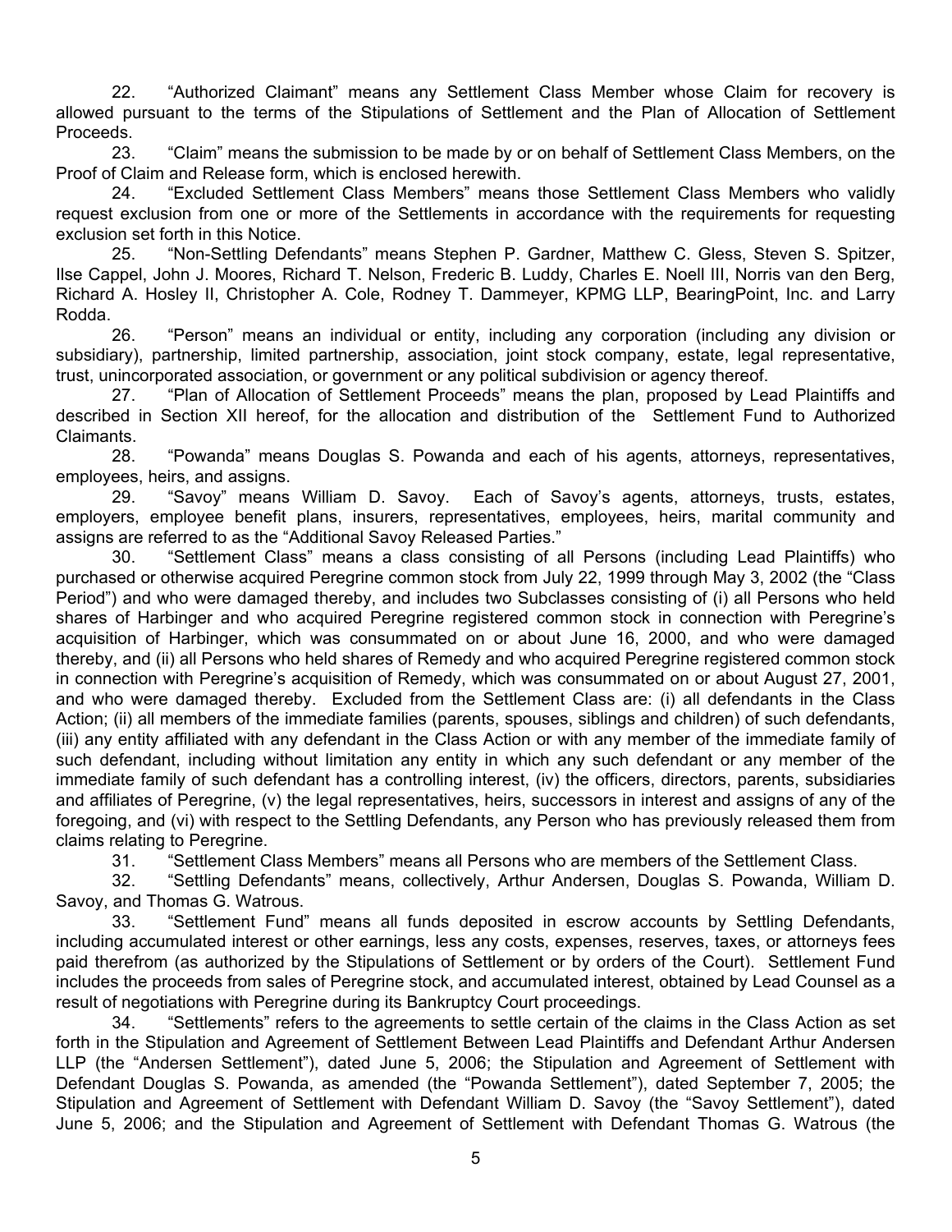22. "Authorized Claimant" means any Settlement Class Member whose Claim for recovery is allowed pursuant to the terms of the Stipulations of Settlement and the Plan of Allocation of Settlement Proceeds.

23. "Claim" means the submission to be made by or on behalf of Settlement Class Members, on the Proof of Claim and Release form, which is enclosed herewith.

24. "Excluded Settlement Class Members" means those Settlement Class Members who validly request exclusion from one or more of the Settlements in accordance with the requirements for requesting exclusion set forth in this Notice.

25. "Non-Settling Defendants" means Stephen P. Gardner, Matthew C. Gless, Steven S. Spitzer, Ilse Cappel, John J. Moores, Richard T. Nelson, Frederic B. Luddy, Charles E. Noell III, Norris van den Berg, Richard A. Hosley II, Christopher A. Cole, Rodney T. Dammeyer, KPMG LLP, BearingPoint, Inc. and Larry Rodda.

26. "Person" means an individual or entity, including any corporation (including any division or subsidiary), partnership, limited partnership, association, joint stock company, estate, legal representative, trust, unincorporated association, or government or any political subdivision or agency thereof.

27. "Plan of Allocation of Settlement Proceeds" means the plan, proposed by Lead Plaintiffs and described in Section XII hereof, for the allocation and distribution of the Settlement Fund to Authorized Claimants.

28. "Powanda" means Douglas S. Powanda and each of his agents, attorneys, representatives, employees, heirs, and assigns.

29. "Savoy" means William D. Savoy. Each of Savoy's agents, attorneys, trusts, estates, employers, employee benefit plans, insurers, representatives, employees, heirs, marital community and assigns are referred to as the "Additional Savoy Released Parties."

30. "Settlement Class" means a class consisting of all Persons (including Lead Plaintiffs) who purchased or otherwise acquired Peregrine common stock from July 22, 1999 through May 3, 2002 (the "Class Period") and who were damaged thereby, and includes two Subclasses consisting of (i) all Persons who held shares of Harbinger and who acquired Peregrine registered common stock in connection with Peregrine's acquisition of Harbinger, which was consummated on or about June 16, 2000, and who were damaged thereby, and (ii) all Persons who held shares of Remedy and who acquired Peregrine registered common stock in connection with Peregrine's acquisition of Remedy, which was consummated on or about August 27, 2001, and who were damaged thereby. Excluded from the Settlement Class are: (i) all defendants in the Class Action; (ii) all members of the immediate families (parents, spouses, siblings and children) of such defendants, (iii) any entity affiliated with any defendant in the Class Action or with any member of the immediate family of such defendant, including without limitation any entity in which any such defendant or any member of the immediate family of such defendant has a controlling interest, (iv) the officers, directors, parents, subsidiaries and affiliates of Peregrine, (v) the legal representatives, heirs, successors in interest and assigns of any of the foregoing, and (vi) with respect to the Settling Defendants, any Person who has previously released them from claims relating to Peregrine.

31. "Settlement Class Members" means all Persons who are members of the Settlement Class.

32. "Settling Defendants" means, collectively, Arthur Andersen, Douglas S. Powanda, William D. Savoy, and Thomas G. Watrous.

33. "Settlement Fund" means all funds deposited in escrow accounts by Settling Defendants, including accumulated interest or other earnings, less any costs, expenses, reserves, taxes, or attorneys fees paid therefrom (as authorized by the Stipulations of Settlement or by orders of the Court). Settlement Fund includes the proceeds from sales of Peregrine stock, and accumulated interest, obtained by Lead Counsel as a result of negotiations with Peregrine during its Bankruptcy Court proceedings.

34. "Settlements" refers to the agreements to settle certain of the claims in the Class Action as set forth in the Stipulation and Agreement of Settlement Between Lead Plaintiffs and Defendant Arthur Andersen LLP (the "Andersen Settlement"), dated June 5, 2006; the Stipulation and Agreement of Settlement with Defendant Douglas S. Powanda, as amended (the "Powanda Settlement"), dated September 7, 2005; the Stipulation and Agreement of Settlement with Defendant William D. Savoy (the "Savoy Settlement"), dated June 5, 2006; and the Stipulation and Agreement of Settlement with Defendant Thomas G. Watrous (the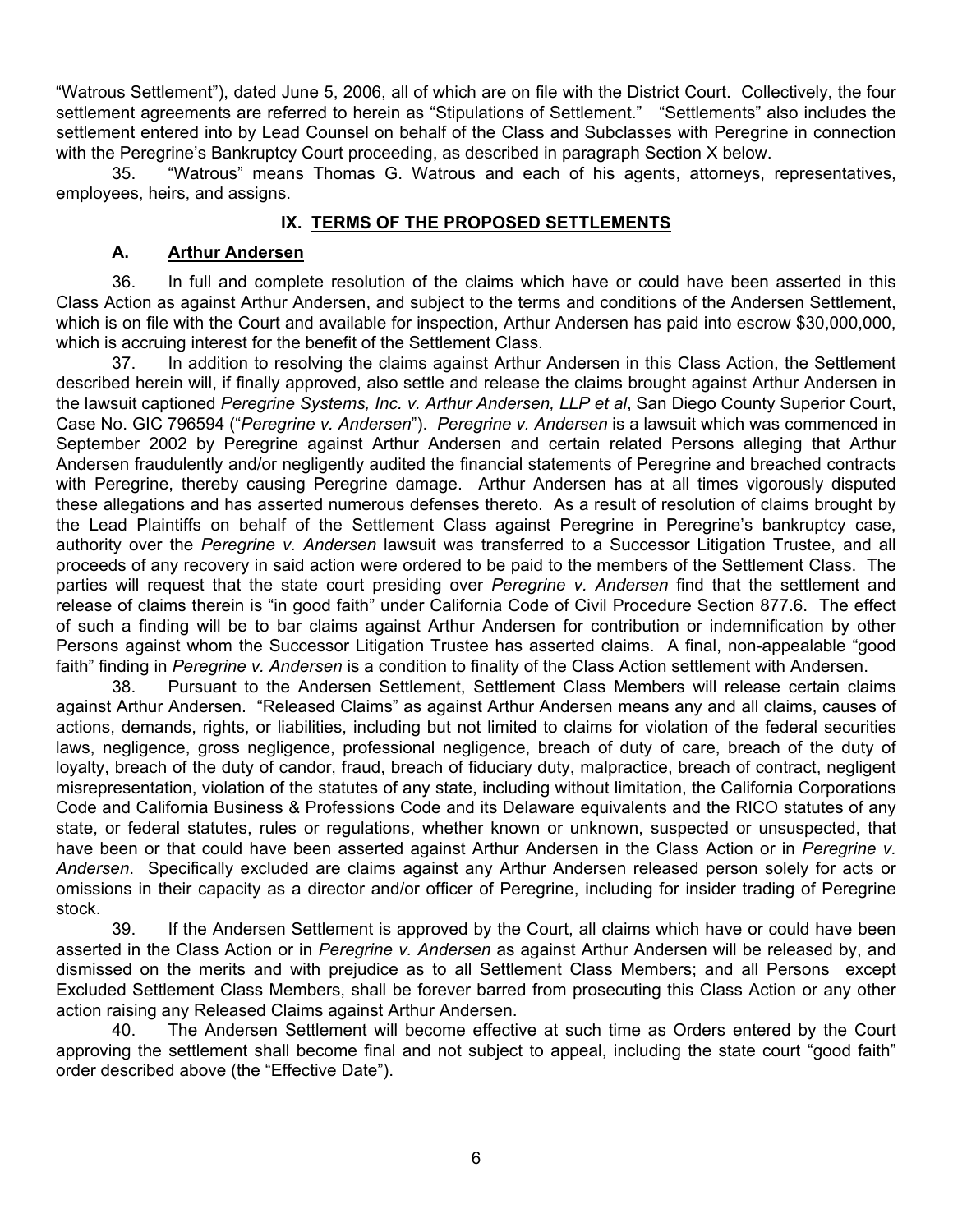"Watrous Settlement"), dated June 5, 2006, all of which are on file with the District Court. Collectively, the four settlement agreements are referred to herein as "Stipulations of Settlement." "Settlements" also includes the settlement entered into by Lead Counsel on behalf of the Class and Subclasses with Peregrine in connection with the Peregrine's Bankruptcy Court proceeding, as described in paragraph Section X below.

35. "Watrous" means Thomas G. Watrous and each of his agents, attorneys, representatives, employees, heirs, and assigns.

## IX. TERMS OF THE PROPOSED SETTLEMENTS

### A. Arthur Andersen

36. In full and complete resolution of the claims which have or could have been asserted in this Class Action as against Arthur Andersen, and subject to the terms and conditions of the Andersen Settlement, which is on file with the Court and available for inspection, Arthur Andersen has paid into escrow $30,000,000, which is accruing interest for the benefit of the Settlement Class.

37. In addition to resolving the claims against Arthur Andersen in this Class Action, the Settlement described herein will, if finally approved, also settle and release the claims brought against Arthur Andersen in the lawsuit captioned *Peregrine Systems, Inc. v. Arthur Andersen, LLP et al*, San Diego County Superior Court, Case No. GIC 796594 ("*Peregrine v. Andersen*"). *Peregrine v. Andersen* is a lawsuit which was commenced in September 2002 by Peregrine against Arthur Andersen and certain related Persons alleging that Arthur Andersen fraudulently and/or negligently audited the financial statements of Peregrine and breached contracts with Peregrine, thereby causing Peregrine damage. Arthur Andersen has at all times vigorously disputed these allegations and has asserted numerous defenses thereto. As a result of resolution of claims brought by the Lead Plaintiffs on behalf of the Settlement Class against Peregrine in Peregrine's bankruptcy case, authority over the *Peregrine v. Andersen* lawsuit was transferred to a Successor Litigation Trustee, and all proceeds of any recovery in said action were ordered to be paid to the members of the Settlement Class. The parties will request that the state court presiding over *Peregrine v. Andersen* find that the settlement and release of claims therein is "in good faith" under California Code of Civil Procedure Section 877.6. The effect of such a finding will be to bar claims against Arthur Andersen for contribution or indemnification by other Persons against whom the Successor Litigation Trustee has asserted claims. A final, non-appealable "good faith" finding in *Peregrine v. Andersen* is a condition to finality of the Class Action settlement with Andersen.

38. Pursuant to the Andersen Settlement, Settlement Class Members will release certain claims against Arthur Andersen. "Released Claims" as against Arthur Andersen means any and all claims, causes of actions, demands, rights, or liabilities, including but not limited to claims for violation of the federal securities laws, negligence, gross negligence, professional negligence, breach of duty of care, breach of the duty of loyalty, breach of the duty of candor, fraud, breach of fiduciary duty, malpractice, breach of contract, negligent misrepresentation, violation of the statutes of any state, including without limitation, the California Corporations Code and California Business & Professions Code and its Delaware equivalents and the RICO statutes of any state, or federal statutes, rules or regulations, whether known or unknown, suspected or unsuspected, that have been or that could have been asserted against Arthur Andersen in the Class Action or in *Peregrine v. Andersen*. Specifically excluded are claims against any Arthur Andersen released person solely for acts or omissions in their capacity as a director and/or officer of Peregrine, including for insider trading of Peregrine stock.

39. If the Andersen Settlement is approved by the Court, all claims which have or could have been asserted in the Class Action or in *Peregrine v. Andersen* as against Arthur Andersen will be released by, and dismissed on the merits and with prejudice as to all Settlement Class Members; and all Persons except Excluded Settlement Class Members, shall be forever barred from prosecuting this Class Action or any other action raising any Released Claims against Arthur Andersen.

40. The Andersen Settlement will become effective at such time as Orders entered by the Court approving the settlement shall become final and not subject to appeal, including the state court "good faith" order described above (the "Effective Date").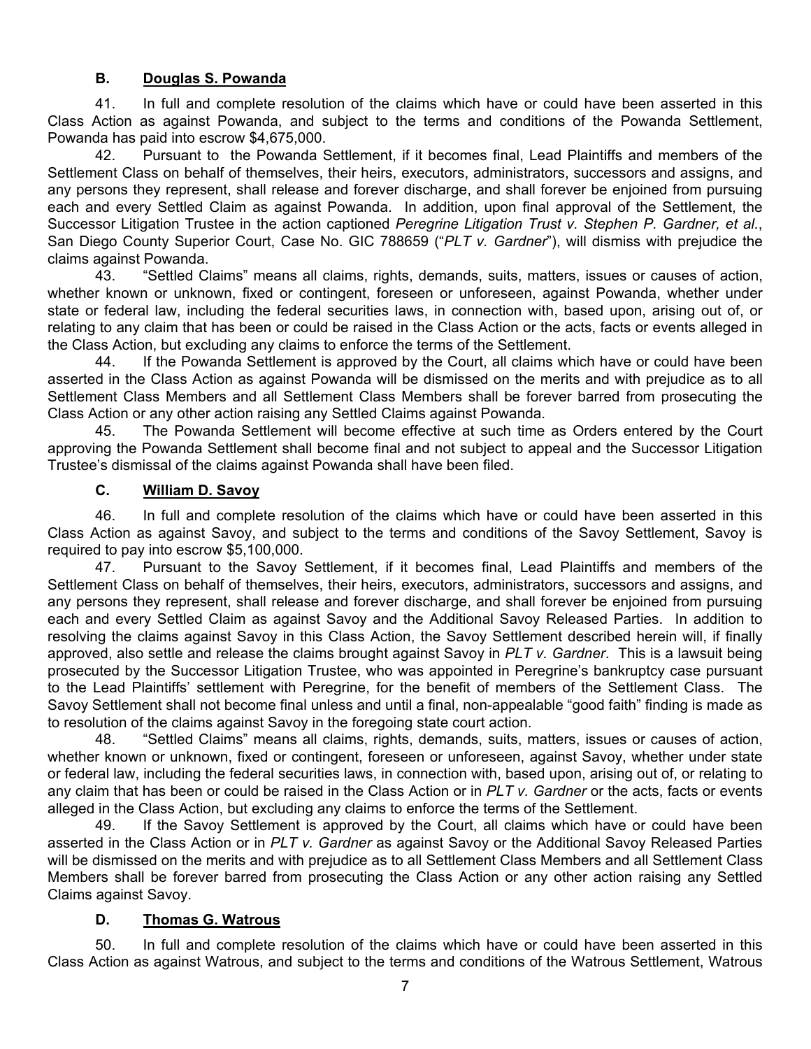### B. <u>Douglas S. Powanda</u>

41. In full and complete resolution of the claims which have or could have been asserted in this Class Action as against Powanda, and subject to the terms and conditions of the Powanda Settlement, Powanda has paid into escrow $4,675,000.

42. Pursuant to the Powanda Settlement, if it becomes final, Lead Plaintiffs and members of the Settlement Class on behalf of themselves, their heirs, executors, administrators, successors and assigns, and any persons they represent, shall release and forever discharge, and shall forever be enjoined from pursuing each and every Settled Claim as against Powanda. In addition, upon final approval of the Settlement, the Successor Litigation Trustee in the action captioned *Peregrine Litigation Trust v. Stephen P. Gardner, et al.*, San Diego County Superior Court, Case No. GIC 788659 ("*PLT v. Gardner*"), will dismiss with prejudice the claims against Powanda.

43. "Settled Claims" means all claims, rights, demands, suits, matters, issues or causes of action, whether known or unknown, fixed or contingent, foreseen or unforeseen, against Powanda, whether under state or federal law, including the federal securities laws, in connection with, based upon, arising out of, or relating to any claim that has been or could be raised in the Class Action or the acts, facts or events alleged in the Class Action, but excluding any claims to enforce the terms of the Settlement.

44. If the Powanda Settlement is approved by the Court, all claims which have or could have been asserted in the Class Action as against Powanda will be dismissed on the merits and with prejudice as to all Settlement Class Members and all Settlement Class Members shall be forever barred from prosecuting the Class Action or any other action raising any Settled Claims against Powanda.

45. The Powanda Settlement will become effective at such time as Orders entered by the Court approving the Powanda Settlement shall become final and not subject to appeal and the Successor Litigation Trustee's dismissal of the claims against Powanda shall have been filed.

### C. <u>William D. Savoy</u>

46. In full and complete resolution of the claims which have or could have been asserted in this Class Action as against Savoy, and subject to the terms and conditions of the Savoy Settlement, Savoy is required to pay into escrow $5,100,000.

47. Pursuant to the Savoy Settlement, if it becomes final, Lead Plaintiffs and members of the Settlement Class on behalf of themselves, their heirs, executors, administrators, successors and assigns, and any persons they represent, shall release and forever discharge, and shall forever be enjoined from pursuing each and every Settled Claim as against Savoy and the Additional Savoy Released Parties. In addition to resolving the claims against Savoy in this Class Action, the Savoy Settlement described herein will, if finally approved, also settle and release the claims brought against Savoy in *PLT v. Gardner*. This is a lawsuit being prosecuted by the Successor Litigation Trustee, who was appointed in Peregrine's bankruptcy case pursuant to the Lead Plaintiffs' settlement with Peregrine, for the benefit of members of the Settlement Class. The Savoy Settlement shall not become final unless and until a final, non-appealable "good faith" finding is made as to resolution of the claims against Savoy in the foregoing state court action.

48. "Settled Claims" means all claims, rights, demands, suits, matters, issues or causes of action, whether known or unknown, fixed or contingent, foreseen or unforeseen, against Savoy, whether under state or federal law, including the federal securities laws, in connection with, based upon, arising out of, or relating to any claim that has been or could be raised in the Class Action or in *PLT v. Gardner* or the acts, facts or events alleged in the Class Action, but excluding any claims to enforce the terms of the Settlement.

49. If the Savoy Settlement is approved by the Court, all claims which have or could have been asserted in the Class Action or in *PLT v. Gardner* as against Savoy or the Additional Savoy Released Parties will be dismissed on the merits and with prejudice as to all Settlement Class Members and all Settlement Class Members shall be forever barred from prosecuting the Class Action or any other action raising any Settled Claims against Savoy.

### D. <u>Thomas G. Watrous</u>

50. In full and complete resolution of the claims which have or could have been asserted in this Class Action as against Watrous, and subject to the terms and conditions of the Watrous Settlement, Watrous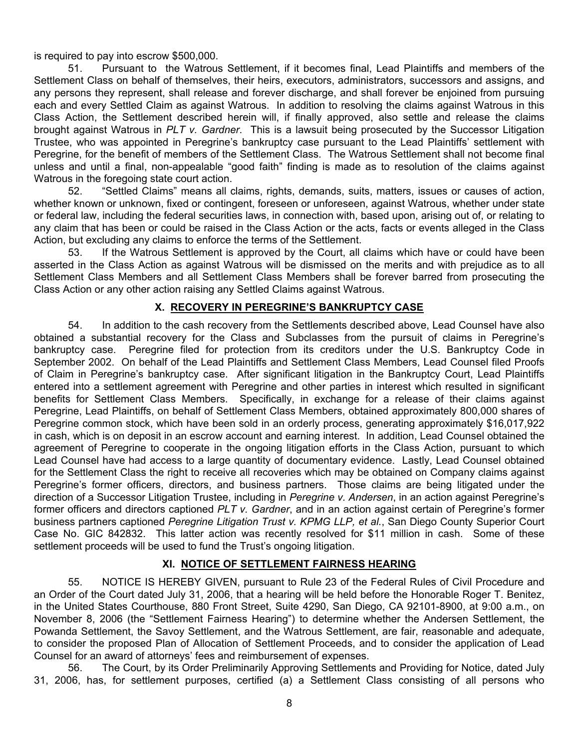is required to pay into escrow $500,000.

51. Pursuant to the Watrous Settlement, if it becomes final, Lead Plaintiffs and members of the Settlement Class on behalf of themselves, their heirs, executors, administrators, successors and assigns, and any persons they represent, shall release and forever discharge, and shall forever be enjoined from pursuing each and every Settled Claim as against Watrous. In addition to resolving the claims against Watrous in this Class Action, the Settlement described herein will, if finally approved, also settle and release the claims brought against Watrous in *PLT v. Gardner*. This is a lawsuit being prosecuted by the Successor Litigation Trustee, who was appointed in Peregrine's bankruptcy case pursuant to the Lead Plaintiffs' settlement with Peregrine, for the benefit of members of the Settlement Class. The Watrous Settlement shall not become final unless and until a final, non-appealable "good faith" finding is made as to resolution of the claims against Watrous in the foregoing state court action.

52. "Settled Claims" means all claims, rights, demands, suits, matters, issues or causes of action, whether known or unknown, fixed or contingent, foreseen or unforeseen, against Watrous, whether under state or federal law, including the federal securities laws, in connection with, based upon, arising out of, or relating to any claim that has been or could be raised in the Class Action or the acts, facts or events alleged in the Class Action, but excluding any claims to enforce the terms of the Settlement.

53. If the Watrous Settlement is approved by the Court, all claims which have or could have been asserted in the Class Action as against Watrous will be dismissed on the merits and with prejudice as to all Settlement Class Members and all Settlement Class Members shall be forever barred from prosecuting the Class Action or any other action raising any Settled Claims against Watrous.

## X. RECOVERY IN PEREGRINE'S BANKRUPTCY CASE

54. In addition to the cash recovery from the Settlements described above, Lead Counsel have also obtained a substantial recovery for the Class and Subclasses from the pursuit of claims in Peregrine's bankruptcy case. Peregrine filed for protection from its creditors under the U.S. Bankruptcy Code in September 2002. On behalf of the Lead Plaintiffs and Settlement Class Members, Lead Counsel filed Proofs of Claim in Peregrine's bankruptcy case. After significant litigation in the Bankruptcy Court, Lead Plaintiffs entered into a settlement agreement with Peregrine and other parties in interest which resulted in significant benefits for Settlement Class Members. Specifically, in exchange for a release of their claims against Peregrine, Lead Plaintiffs, on behalf of Settlement Class Members, obtained approximately 800,000 shares of Peregrine common stock, which have been sold in an orderly process, generating approximately $16,017,922 in cash, which is on deposit in an escrow account and earning interest. In addition, Lead Counsel obtained the agreement of Peregrine to cooperate in the ongoing litigation efforts in the Class Action, pursuant to which Lead Counsel have had access to a large quantity of documentary evidence. Lastly, Lead Counsel obtained for the Settlement Class the right to receive all recoveries which may be obtained on Company claims against Peregrine's former officers, directors, and business partners. Those claims are being litigated under the direction of a Successor Litigation Trustee, including in *Peregrine v. Andersen*, in an action against Peregrine's former officers and directors captioned *PLT v. Gardner*, and in an action against certain of Peregrine's former business partners captioned *Peregrine Litigation Trust v. KPMG LLP, et al.*, San Diego County Superior Court Case No. GIC 842832. This latter action was recently resolved for $11 million in cash. Some of these settlement proceeds will be used to fund the Trust's ongoing litigation.

## XI. NOTICE OF SETTLEMENT FAIRNESS HEARING

55. NOTICE IS HEREBY GIVEN, pursuant to Rule 23 of the Federal Rules of Civil Procedure and an Order of the Court dated July 31, 2006, that a hearing will be held before the Honorable Roger T. Benitez, in the United States Courthouse, 880 Front Street, Suite 4290, San Diego, CA 92101-8900, at 9:00 a.m., on November 8, 2006 (the "Settlement Fairness Hearing") to determine whether the Andersen Settlement, the Powanda Settlement, the Savoy Settlement, and the Watrous Settlement, are fair, reasonable and adequate, to consider the proposed Plan of Allocation of Settlement Proceeds, and to consider the application of Lead Counsel for an award of attorneys' fees and reimbursement of expenses.

56. The Court, by its Order Preliminarily Approving Settlements and Providing for Notice, dated July 31, 2006, has, for settlement purposes, certified (a) a Settlement Class consisting of all persons who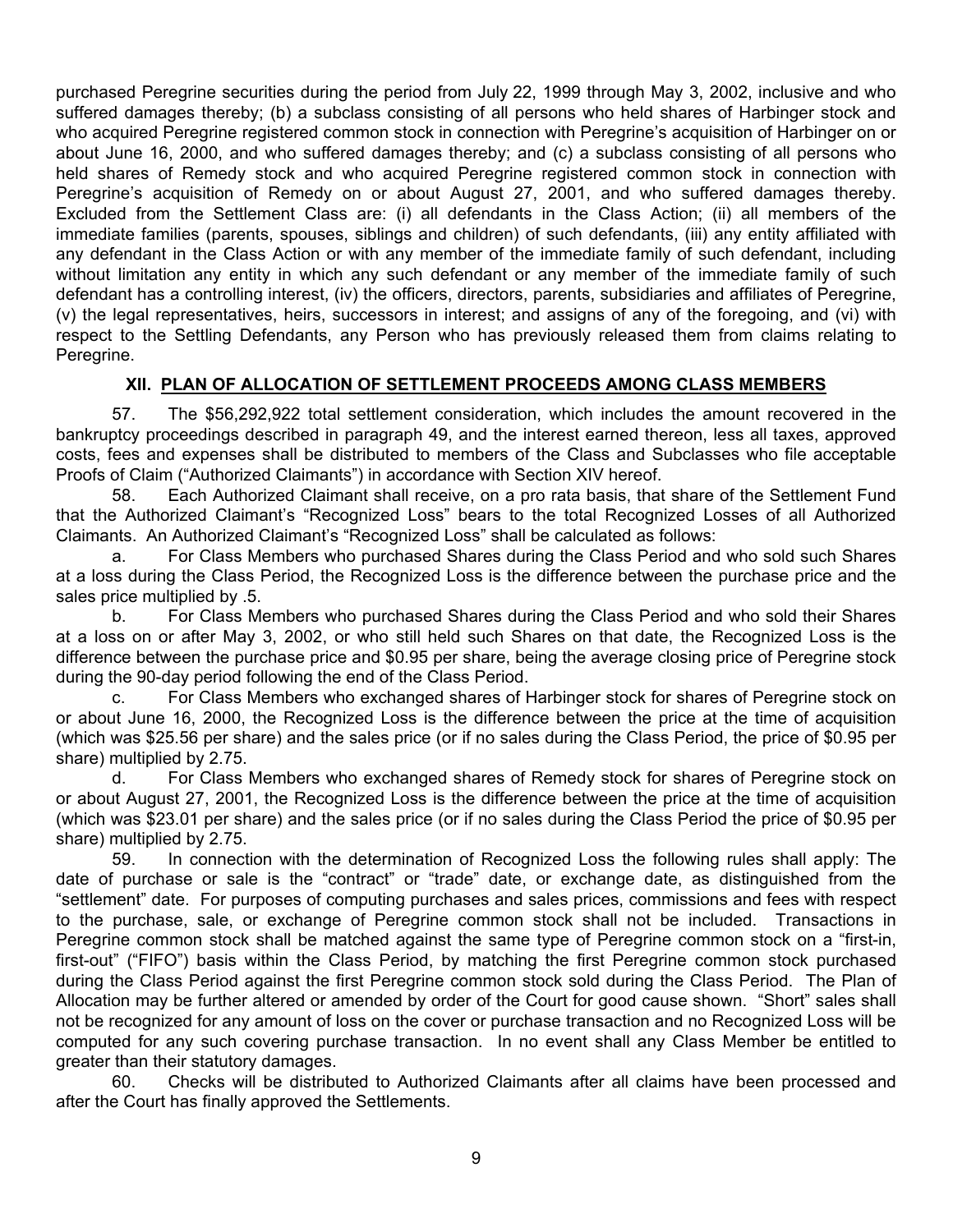purchased Peregrine securities during the period from July 22, 1999 through May 3, 2002, inclusive and who suffered damages thereby; (b) a subclass consisting of all persons who held shares of Harbinger stock and who acquired Peregrine registered common stock in connection with Peregrine's acquisition of Harbinger on or about June 16, 2000, and who suffered damages thereby; and (c) a subclass consisting of all persons who held shares of Remedy stock and who acquired Peregrine registered common stock in connection with Peregrine's acquisition of Remedy on or about August 27, 2001, and who suffered damages thereby. Excluded from the Settlement Class are: (i) all defendants in the Class Action; (ii) all members of the immediate families (parents, spouses, siblings and children) of such defendants, (iii) any entity affiliated with any defendant in the Class Action or with any member of the immediate family of such defendant, including without limitation any entity in which any such defendant or any member of the immediate family of such defendant has a controlling interest, (iv) the officers, directors, parents, subsidiaries and affiliates of Peregrine, (v) the legal representatives, heirs, successors in interest; and assigns of any of the foregoing, and (vi) with respect to the Settling Defendants, any Person who has previously released them from claims relating to Peregrine.

## XII. PLAN OF ALLOCATION OF SETTLEMENT PROCEEDS AMONG CLASS MEMBERS

57. The $56,292,922 total settlement consideration, which includes the amount recovered in the bankruptcy proceedings described in paragraph 49, and the interest earned thereon, less all taxes, approved costs, fees and expenses shall be distributed to members of the Class and Subclasses who file acceptable Proofs of Claim ("Authorized Claimants") in accordance with Section XIV hereof.

58. Each Authorized Claimant shall receive, on a pro rata basis, that share of the Settlement Fund that the Authorized Claimant's "Recognized Loss" bears to the total Recognized Losses of all Authorized Claimants. An Authorized Claimant's "Recognized Loss" shall be calculated as follows:

a. For Class Members who purchased Shares during the Class Period and who sold such Shares at a loss during the Class Period, the Recognized Loss is the difference between the purchase price and the sales price multiplied by .5.

b. For Class Members who purchased Shares during the Class Period and who sold their Shares at a loss on or after May 3, 2002, or who still held such Shares on that date, the Recognized Loss is the difference between the purchase price and $0.95 per share, being the average closing price of Peregrine stock during the 90-day period following the end of the Class Period.

c. For Class Members who exchanged shares of Harbinger stock for shares of Peregrine stock on or about June 16, 2000, the Recognized Loss is the difference between the price at the time of acquisition (which was $25.56 per share) and the sales price (or if no sales during the Class Period, the price of $0.95 per share) multiplied by 2.75.

d. For Class Members who exchanged shares of Remedy stock for shares of Peregrine stock on or about August 27, 2001, the Recognized Loss is the difference between the price at the time of acquisition (which was $23.01 per share) and the sales price (or if no sales during the Class Period the price of $0.95 per share) multiplied by 2.75.

59. In connection with the determination of Recognized Loss the following rules shall apply: The date of purchase or sale is the "contract" or "trade" date, or exchange date, as distinguished from the "settlement" date. For purposes of computing purchases and sales prices, commissions and fees with respect to the purchase, sale, or exchange of Peregrine common stock shall not be included. Transactions in Peregrine common stock shall be matched against the same type of Peregrine common stock on a "first-in, first-out" ("FIFO") basis within the Class Period, by matching the first Peregrine common stock purchased during the Class Period against the first Peregrine common stock sold during the Class Period. The Plan of Allocation may be further altered or amended by order of the Court for good cause shown. "Short" sales shall not be recognized for any amount of loss on the cover or purchase transaction and no Recognized Loss will be computed for any such covering purchase transaction. In no event shall any Class Member be entitled to greater than their statutory damages.

60. Checks will be distributed to Authorized Claimants after all claims have been processed and after the Court has finally approved the Settlements.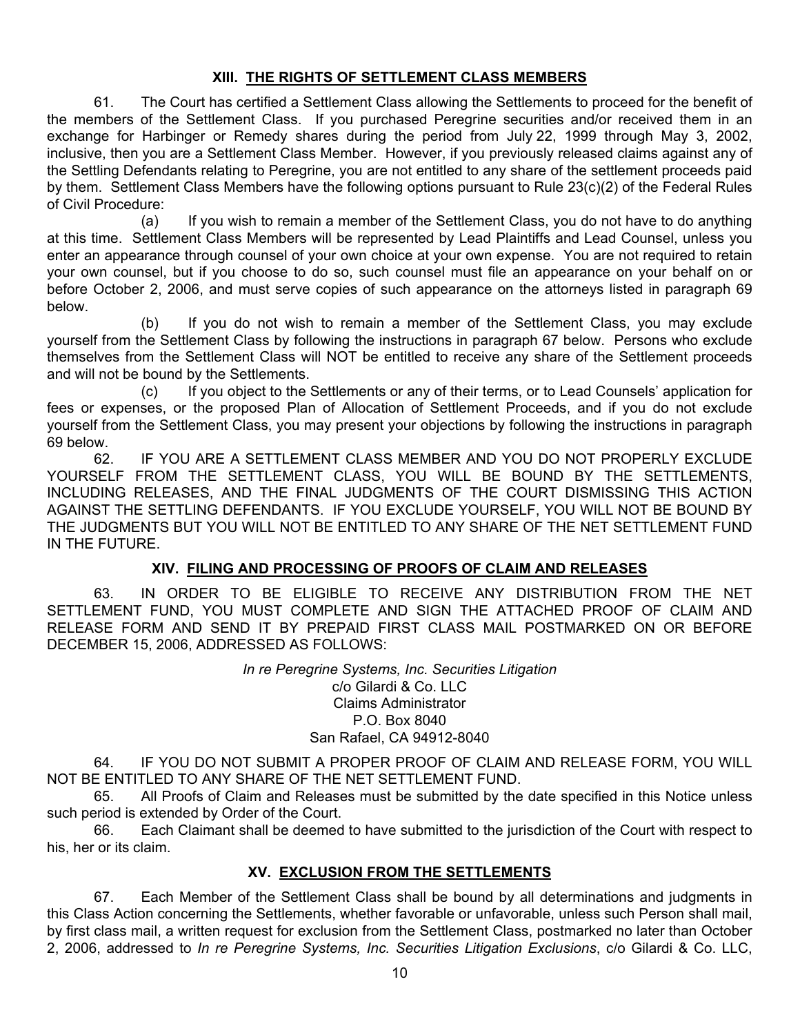## XIII. THE RIGHTS OF SETTLEMENT CLASS MEMBERS

61. The Court has certified a Settlement Class allowing the Settlements to proceed for the benefit of the members of the Settlement Class. If you purchased Peregrine securities and/or received them in an exchange for Harbinger or Remedy shares during the period from July 22, 1999 through May 3, 2002, inclusive, then you are a Settlement Class Member. However, if you previously released claims against any of the Settling Defendants relating to Peregrine, you are not entitled to any share of the settlement proceeds paid by them. Settlement Class Members have the following options pursuant to Rule 23(c)(2) of the Federal Rules of Civil Procedure:

(a) If you wish to remain a member of the Settlement Class, you do not have to do anything at this time. Settlement Class Members will be represented by Lead Plaintiffs and Lead Counsel, unless you enter an appearance through counsel of your own choice at your own expense. You are not required to retain your own counsel, but if you choose to do so, such counsel must file an appearance on your behalf on or before October 2, 2006, and must serve copies of such appearance on the attorneys listed in paragraph 69 below.

(b) If you do not wish to remain a member of the Settlement Class, you may exclude yourself from the Settlement Class by following the instructions in paragraph 67 below. Persons who exclude themselves from the Settlement Class will NOT be entitled to receive any share of the Settlement proceeds and will not be bound by the Settlements.

(c) If you object to the Settlements or any of their terms, or to Lead Counsels' application for fees or expenses, or the proposed Plan of Allocation of Settlement Proceeds, and if you do not exclude yourself from the Settlement Class, you may present your objections by following the instructions in paragraph 69 below.

62. IF YOU ARE A SETTLEMENT CLASS MEMBER AND YOU DO NOT PROPERLY EXCLUDE YOURSELF FROM THE SETTLEMENT CLASS, YOU WILL BE BOUND BY THE SETTLEMENTS, INCLUDING RELEASES, AND THE FINAL JUDGMENTS OF THE COURT DISMISSING THIS ACTION AGAINST THE SETTLING DEFENDANTS. IF YOU EXCLUDE YOURSELF, YOU WILL NOT BE BOUND BY THE JUDGMENTS BUT YOU WILL NOT BE ENTITLED TO ANY SHARE OF THE NET SETTLEMENT FUND IN THE FUTURE.

## XIV. FILING AND PROCESSING OF PROOFS OF CLAIM AND RELEASES

63. IN ORDER TO BE ELIGIBLE TO RECEIVE ANY DISTRIBUTION FROM THE NET SETTLEMENT FUND, YOU MUST COMPLETE AND SIGN THE ATTACHED PROOF OF CLAIM AND RELEASE FORM AND SEND IT BY PREPAID FIRST CLASS MAIL POSTMARKED ON OR BEFORE DECEMBER 15, 2006, ADDRESSED AS FOLLOWS:

*In re Peregrine Systems, Inc. Securities Litigation*
c/o Gilardi & Co. LLC
Claims Administrator
P.O. Box 8040
San Rafael, CA 94912-8040

64. IF YOU DO NOT SUBMIT A PROPER PROOF OF CLAIM AND RELEASE FORM, YOU WILL NOT BE ENTITLED TO ANY SHARE OF THE NET SETTLEMENT FUND.

65. All Proofs of Claim and Releases must be submitted by the date specified in this Notice unless such period is extended by Order of the Court.

66. Each Claimant shall be deemed to have submitted to the jurisdiction of the Court with respect to his, her or its claim.

## XV. EXCLUSION FROM THE SETTLEMENTS

67. Each Member of the Settlement Class shall be bound by all determinations and judgments in this Class Action concerning the Settlements, whether favorable or unfavorable, unless such Person shall mail, by first class mail, a written request for exclusion from the Settlement Class, postmarked no later than October 2, 2006, addressed to *In re Peregrine Systems, Inc. Securities Litigation Exclusions*, c/o Gilardi & Co. LLC,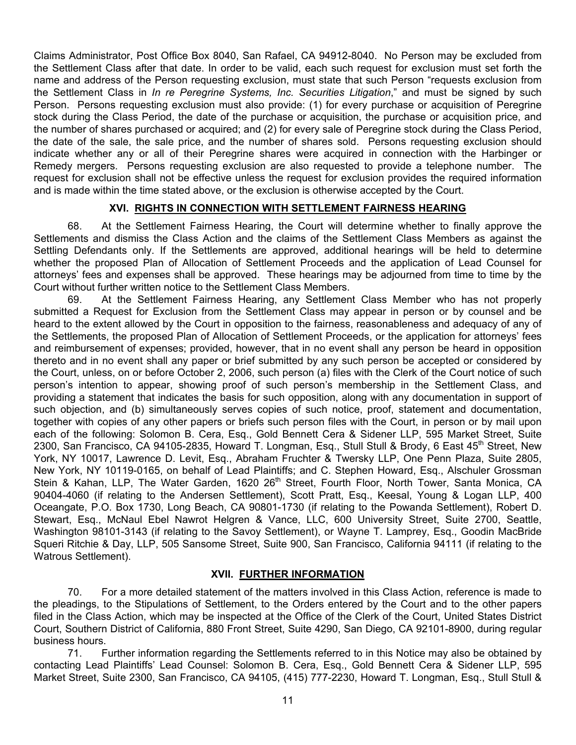Claims Administrator, Post Office Box 8040, San Rafael, CA 94912-8040. No Person may be excluded from the Settlement Class after that date. In order to be valid, each such request for exclusion must set forth the name and address of the Person requesting exclusion, must state that such Person "requests exclusion from the Settlement Class in *In re Peregrine Systems, Inc. Securities Litigation*," and must be signed by such Person. Persons requesting exclusion must also provide: (1) for every purchase or acquisition of Peregrine stock during the Class Period, the date of the purchase or acquisition, the purchase or acquisition price, and the number of shares purchased or acquired; and (2) for every sale of Peregrine stock during the Class Period, the date of the sale, the sale price, and the number of shares sold. Persons requesting exclusion should indicate whether any or all of their Peregrine shares were acquired in connection with the Harbinger or Remedy mergers. Persons requesting exclusion are also requested to provide a telephone number. The request for exclusion shall not be effective unless the request for exclusion provides the required information and is made within the time stated above, or the exclusion is otherwise accepted by the Court.

## XVI. RIGHTS IN CONNECTION WITH SETTLEMENT FAIRNESS HEARING

68. At the Settlement Fairness Hearing, the Court will determine whether to finally approve the Settlements and dismiss the Class Action and the claims of the Settlement Class Members as against the Settling Defendants only. If the Settlements are approved, additional hearings will be held to determine whether the proposed Plan of Allocation of Settlement Proceeds and the application of Lead Counsel for attorneys' fees and expenses shall be approved. These hearings may be adjourned from time to time by the Court without further written notice to the Settlement Class Members.

69. At the Settlement Fairness Hearing, any Settlement Class Member who has not properly submitted a Request for Exclusion from the Settlement Class may appear in person or by counsel and be heard to the extent allowed by the Court in opposition to the fairness, reasonableness and adequacy of any of the Settlements, the proposed Plan of Allocation of Settlement Proceeds, or the application for attorneys' fees and reimbursement of expenses; provided, however, that in no event shall any person be heard in opposition thereto and in no event shall any paper or brief submitted by any such person be accepted or considered by the Court, unless, on or before October 2, 2006, such person (a) files with the Clerk of the Court notice of such person's intention to appear, showing proof of such person's membership in the Settlement Class, and providing a statement that indicates the basis for such opposition, along with any documentation in support of such objection, and (b) simultaneously serves copies of such notice, proof, statement and documentation, together with copies of any other papers or briefs such person files with the Court, in person or by mail upon each of the following: Solomon B. Cera, Esq., Gold Bennett Cera & Sidener LLP, 595 Market Street, Suite 2300, San Francisco, CA 94105-2835, Howard T. Longman, Esq., Stull Stull & Brody, 6 East 45th Street, New York, NY 10017, Lawrence D. Levit, Esq., Abraham Fruchter & Twersky LLP, One Penn Plaza, Suite 2805, New York, NY 10119-0165, on behalf of Lead Plaintiffs; and C. Stephen Howard, Esq., Alschuler Grossman Stein & Kahan, LLP, The Water Garden, 1620 26th Street, Fourth Floor, North Tower, Santa Monica, CA 90404-4060 (if relating to the Andersen Settlement), Scott Pratt, Esq., Keesal, Young & Logan LLP, 400 Oceangate, P.O. Box 1730, Long Beach, CA 90801-1730 (if relating to the Powanda Settlement), Robert D. Stewart, Esq., McNaul Ebel Nawrot Helgren & Vance, LLC, 600 University Street, Suite 2700, Seattle, Washington 98101-3143 (if relating to the Savoy Settlement), or Wayne T. Lamprey, Esq., Goodin MacBride Squeri Ritchie & Day, LLP, 505 Sansome Street, Suite 900, San Francisco, California 94111 (if relating to the Watrous Settlement).

## XVII. FURTHER INFORMATION

70. For a more detailed statement of the matters involved in this Class Action, reference is made to the pleadings, to the Stipulations of Settlement, to the Orders entered by the Court and to the other papers filed in the Class Action, which may be inspected at the Office of the Clerk of the Court, United States District Court, Southern District of California, 880 Front Street, Suite 4290, San Diego, CA 92101-8900, during regular business hours.

71. Further information regarding the Settlements referred to in this Notice may also be obtained by contacting Lead Plaintiffs' Lead Counsel: Solomon B. Cera, Esq., Gold Bennett Cera & Sidener LLP, 595 Market Street, Suite 2300, San Francisco, CA 94105, (415) 777-2230, Howard T. Longman, Esq., Stull Stull &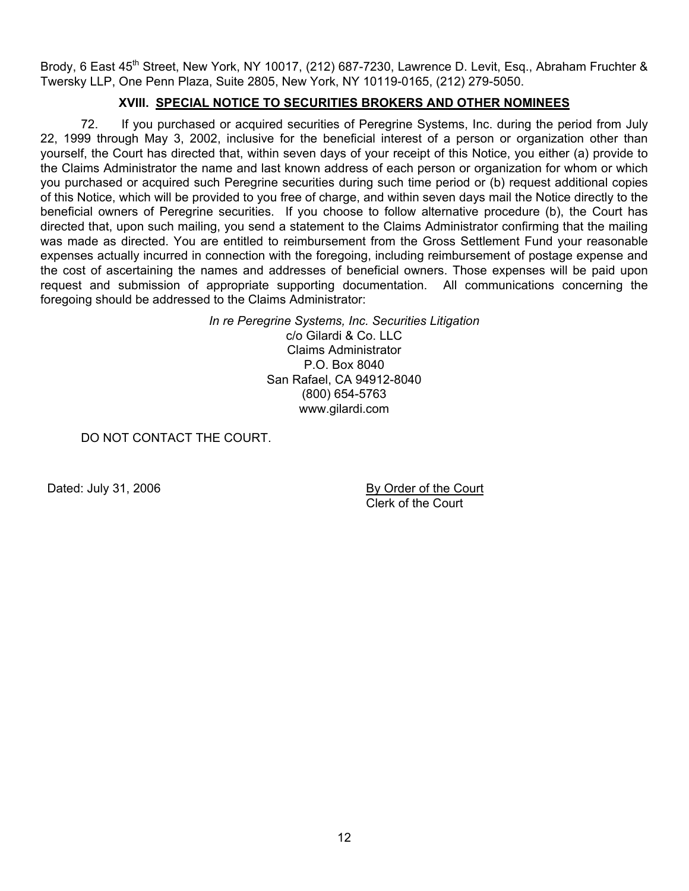Brody, 6 East 45th Street, New York, NY 10017, (212) 687-7230, Lawrence D. Levit, Esq., Abraham Fruchter & Twersky LLP, One Penn Plaza, Suite 2805, New York, NY 10119-0165, (212) 279-5050.

## XVIII. SPECIAL NOTICE TO SECURITIES BROKERS AND OTHER NOMINEES

72. If you purchased or acquired securities of Peregrine Systems, Inc. during the period from July 22, 1999 through May 3, 2002, inclusive for the beneficial interest of a person or organization other than yourself, the Court has directed that, within seven days of your receipt of this Notice, you either (a) provide to the Claims Administrator the name and last known address of each person or organization for whom or which you purchased or acquired such Peregrine securities during such time period or (b) request additional copies of this Notice, which will be provided to you free of charge, and within seven days mail the Notice directly to the beneficial owners of Peregrine securities. If you choose to follow alternative procedure (b), the Court has directed that, upon such mailing, you send a statement to the Claims Administrator confirming that the mailing was made as directed. You are entitled to reimbursement from the Gross Settlement Fund your reasonable expenses actually incurred in connection with the foregoing, including reimbursement of postage expense and the cost of ascertaining the names and addresses of beneficial owners. Those expenses will be paid upon request and submission of appropriate supporting documentation. All communications concerning the foregoing should be addressed to the Claims Administrator:

*In re Peregrine Systems, Inc. Securities Litigation*
c/o Gilardi & Co. LLC
Claims Administrator
P.O. Box 8040
San Rafael, CA 94912-8040
(800) 654-5763
www.gilardi.com

DO NOT CONTACT THE COURT.

Dated: July 31, 2006

By Order of the Court
Clerk of the Court